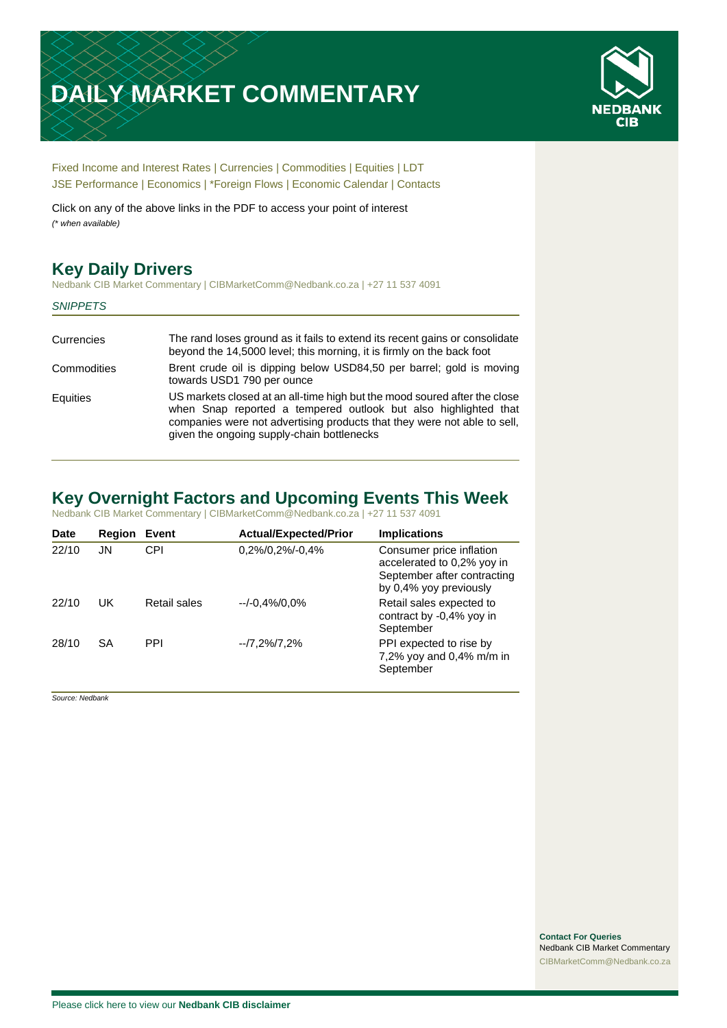# DAILY MARKET COMMENTARY

Fixed Income and Interest Rates | Currencies | Commodities | Equities | LDT
JSE Performance | Economics | *Foreign Flows | Economic Calendar | Contacts

Click on any of the above links in the PDF to access your point of interest
*(* when available)*

## Key Daily Drivers

Nedbank CIB Market Commentary | CIBMarketComm@Nedbank.co.za | +27 11 537 4091

*SNIPPETS*

| | |
|---|---|
| Currencies | The rand loses ground as it fails to extend its recent gains or consolidate beyond the 14,5000 level; this morning, it is firmly on the back foot |
| Commodities | Brent crude oil is dipping below USD84,50 per barrel; gold is moving towards USD1 790 per ounce |
| Equities | US markets closed at an all-time high but the mood soured after the close when Snap reported a tempered outlook but also highlighted that companies were not advertising products that they were able to sell, given the ongoing supply-chain bottlenecks |

## Key Overnight Factors and Upcoming Events This Week

Nedbank CIB Market Commentary | CIBMarketComm@Nedbank.co.za | +27 11 537 4091

| Date | Region | Event | Actual/Expected/Prior | Implications |
|---|---|---|---|---|
| 22/10 | JN | CPI | 0,2%/0,2%/-0,4% | Consumer price inflation accelerated to 0,2% yoy in September after contracting by 0,4% yoy previously |
| 22/10 | UK | Retail sales | --/-0,4%/0,0% | Retail sales expected to contract by -0,4% yoy in September |
| 28/10 | SA | PPI | --/7,2%/7,2% | PPI expected to rise by 7,2% yoy and 0,4% m/m in September |

*Source: Nedbank*

**Contact For Queries**
Nedbank CIB Market Commentary
CIBMarketComm@Nedbank.co.za

Please click here to view our **Nedbank CIB disclaimer**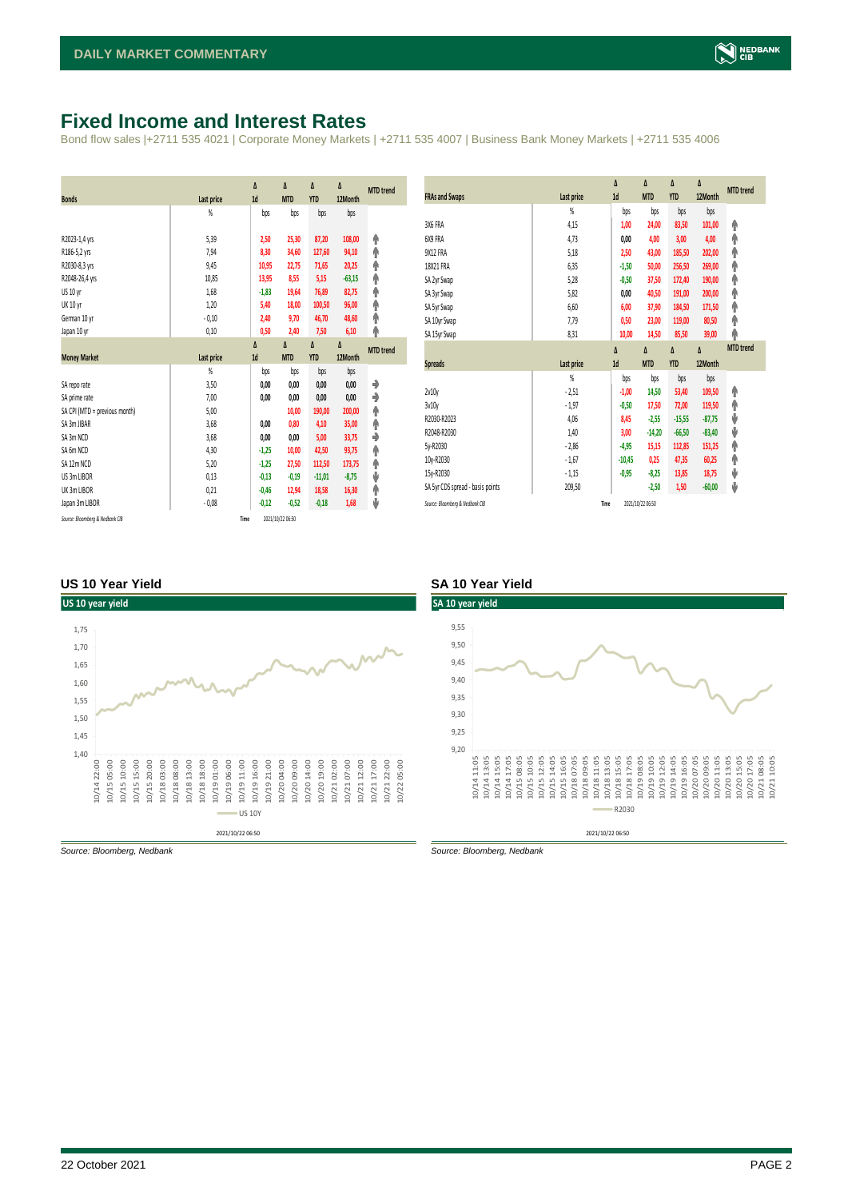# Fixed Income and Interest Rates

Bond flow sales |+2711 535 4021 | Corporate Money Markets | +2711 535 4007 | Business Bank Money Markets | +2711 535 4006

| Bonds | Last price | Δ 1d | Δ MTD | Δ YTD | Δ 12Month | MTD trend |
|---|---|---|---|---|---|---|
| | % | bps | bps | bps | bps | |
| R2023-1,4 yrs | 5,39 | 2,50 | 25,30 | 87,20 | 108,00 | ↑ |
| R186-5,2 yrs | 7,94 | 8,30 | 34,60 | 127,60 | 94,10 | ↑ |
| R2030-8,3 yrs | 9,45 | 10,95 | 22,75 | 71,65 | 20,25 | ↑ |
| R2048-26,4 yrs | 10,85 | 13,95 | 8,55 | 5,15 | -63,15 | ↑ |
| US 10 yr | 1,68 | -1,83 | 19,64 | 76,89 | 82,75 | ↑ |
| UK 10 yr | 1,20 | 5,40 | 18,00 | 100,50 | 96,00 | ↑ |
| German 10 yr | - 0,10 | 2,40 | 9,70 | 46,70 | 48,60 | ↑ |
| Japan 10 yr | 0,10 | 0,50 | 2,40 | 7,50 | 6,10 | ↑ |

| Money Market | Last price | Δ 1d | Δ MTD | Δ YTD | Δ 12Month | MTD trend |
|---|---|---|---|---|---|---|
| | % | bps | bps | bps | bps | |
| SA repo rate | 3,50 | 0,00 | 0,00 | 0,00 | 0,00 | → |
| SA prime rate | 7,00 | 0,00 | 0,00 | 0,00 | 0,00 | → |
| SA CPI (MTD = previous month) | 5,00 | | 10,00 | 190,00 | 200,00 | ↑ |
| SA 3m JIBAR | 3,68 | 0,00 | 0,80 | 4,10 | 35,00 | ↑ |
| SA 3m NCD | 3,68 | 0,00 | 0,00 | 5,00 | 33,75 | → |
| SA 6m NCD | 4,30 | -1,25 | 10,00 | 42,50 | 93,75 | ↑ |
| SA 12m NCD | 5,20 | -1,25 | 27,50 | 112,50 | 173,75 | ↑ |
| US 3m LIBOR | 0,13 | -0,13 | -0,19 | -11,01 | -8,75 | ↓ |
| UK 3m LIBOR | 0,21 | -0,46 | 12,94 | 18,58 | 16,30 | ↑ |
| Japan 3m LIBOR | - 0,08 | -0,12 | -0,52 | -0,18 | 1,68 | ↓ |

*Source: Bloomberg & Nedbank CIB* Time 2021/10/22 06:50

| FRAs and Swaps | Last price | Δ 1d | Δ MTD | Δ YTD | Δ 12Month | MTD trend |
|---|---|---|---|---|---|---|
| | % | bps | bps | bps | bps | |
| 3X6 FRA | 4,15 | 1,00 | 24,00 | 83,50 | 101,00 | ↑ |
| 6X9 FRA | 4,73 | 0,00 | 4,00 | 3,00 | 4,00 | ↑ |
| 9X12 FRA | 5,18 | 2,50 | 43,00 | 185,50 | 202,00 | ↑ |
| 18X21 FRA | 6,35 | -1,50 | 50,00 | 256,50 | 269,00 | ↑ |
| SA 2yr Swap | 5,28 | -0,50 | 37,50 | 172,40 | 190,00 | ↑ |
| SA 3yr Swap | 5,82 | 0,00 | 40,50 | 191,00 | 200,00 | ↑ |
| SA 5yr Swap | 6,60 | 6,00 | 37,90 | 184,50 | 171,50 | ↑ |
| SA 10yr Swap | 7,79 | 0,50 | 23,00 | 119,00 | 80,50 | ↑ |
| SA 15yr Swap | 8,31 | 10,00 | 14,50 | 85,50 | 39,00 | ↑ |

| Spreads | Last price | Δ 1d | Δ MTD | Δ YTD | Δ 12Month | MTD trend |
|---|---|---|---|---|---|---|
| | % | bps | bps | bps | bps | |
| 2v10y | - 2,51 | -1,00 | 14,50 | 53,40 | 109,50 | ↑ |
| 3v10y | - 1,97 | -0,50 | 17,50 | 72,00 | 119,50 | ↑ |
| R2030-R2023 | 4,06 | 8,45 | -2,55 | -15,55 | -87,75 | ↓ |
| R2048-R2030 | 1,40 | 3,00 | -14,20 | -66,50 | -83,40 | ↓ |
| 5y-R2030 | - 2,86 | -4,95 | 15,15 | 112,85 | 151,25 | ↑ |
| 10y-R2030 | - 1,67 | -10,45 | 0,25 | 47,35 | 60,25 | ↑ |
| 15y-R2030 | - 1,15 | -0,95 | -8,25 | 13,85 | 18,75 | ↓ |
| SA 5yr CDS spread - basis points | 209,50 | | -2,50 | 1,50 | -60,00 | ↓ |

*Source: Bloomberg & Nedbank CIB* Time 2021/10/22 06:50

## US 10 Year Yield

Source: Bloomberg, Nedbank

## SA 10 Year Yield

Source: Bloomberg, Nedbank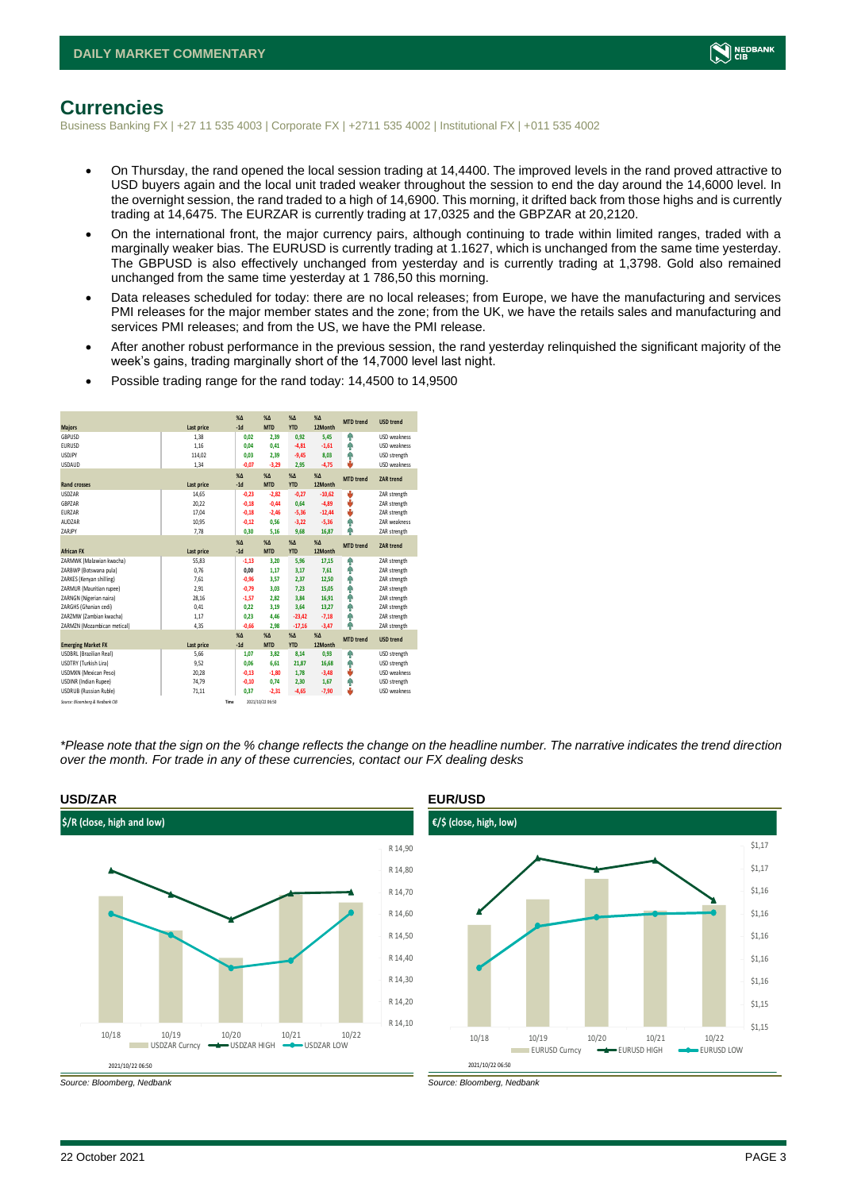## Currencies

Business Banking FX | +27 11 535 4003 | Corporate FX | +2711 535 4002 | Institutional FX | +011 535 4002

- On Thursday, the rand opened the local session trading at 14,4400. The improved levels in the rand proved attractive to USD buyers again and the local unit traded weaker throughout the session to end the day around the 14,6000 level. In the overnight session, the rand traded to a high of 14,6900. This morning, it drifted back from those highs and is currently trading at 14,6475. The EURZAR is currently trading at 17,0325 and the GBPZAR at 20,2120.
- On the international front, the major currency pairs, although continuing to trade within limited ranges, traded with a marginally weaker bias. The EURUSD is currently trading at 1.1627, which is unchanged from the same time yesterday. The GBPUSD is also effectively unchanged from yesterday and is currently trading at 1,3798. Gold also remained unchanged from the same time yesterday at 1 786,50 this morning.
- Data releases scheduled for today: there are no local releases; from Europe, we have the manufacturing and services PMI releases for the major member states and the zone; from the UK, we have the retails sales and manufacturing and services PMI releases; and from the US, we have the PMI release.
- After another robust performance in the previous session, the rand yesterday relinquished the significant majority of the week's gains, trading marginally short of the 14,7000 level last night.
- Possible trading range for the rand today: 14,4500 to 14,9500

| Majors | Last price | %Δ -1d | %Δ MTD | %Δ YTD | %Δ 12Month | MTD trend | USD trend |
|---|---|---|---|---|---|---|---|
| GBPUSD | 1,38 | 0,02 | 2,39 | 0,92 | 5,45 | ↑ | USD weakness |
| EURUSD | 1,16 | 0,04 | 0,41 | -4,81 | -1,61 | ↑ | USD weakness |
| USDJPY | 114,02 | 0,03 | 2,39 | -9,45 | 8,03 | ↑ | USD strength |
| USDAUD | 1,34 | -0,07 | -3,29 | 2,95 | -4,75 | ↓ | USD weakness |
| **Rand crosses** | **Last price** | **%Δ -1d** | **%Δ MTD** | **%Δ YTD** | **%Δ 12Month** | **MTD trend** | **ZAR trend** |
| USDZAR | 14,65 | -0,23 | -2,82 | -0,27 | -10,62 | ↓ | ZAR strength |
| GBPZAR | 20,22 | -0,18 | -0,44 | 0,64 | -4,89 | ↓ | ZAR strength |
| EURZAR | 17,04 | -0,18 | -2,46 | -5,36 | -12,44 | ↓ | ZAR strength |
| AUDZAR | 10,95 | -0,12 | 0,56 | -3,22 | -5,36 | ↑ | ZAR weakness |
| ZARJPY | 7,78 | 0,30 | 5,16 | 9,68 | 16,87 | ↑ | ZAR strength |
| **African FX** | **Last price** | **%Δ -1d** | **%Δ MTD** | **%Δ YTD** | **%Δ 12Month** | **MTD trend** | **ZAR trend** |
| ZARMWK (Malawian kwacha) | 55,83 | -1,13 | 3,20 | 5,96 | 17,15 | ↑ | ZAR strength |
| ZARBWP (Botswana pula) | 0,76 | 0,00 | 1,17 | 3,17 | 7,61 | ↑ | ZAR strength |
| ZARKES (Kenyan shilling) | 7,61 | -0,96 | 3,57 | 2,37 | 12,50 | ↑ | ZAR strength |
| ZARMUR (Mauritian rupee) | 2,91 | -0,79 | 3,03 | 7,23 | 15,05 | ↑ | ZAR strength |
| ZARNGN (Nigerian naira) | 28,16 | -1,57 | 2,82 | 3,84 | 16,91 | ↑ | ZAR strength |
| ZARGHS (Ghanian cedi) | 0,41 | 0,22 | 3,19 | 3,64 | 13,27 | ↑ | ZAR strength |
| ZARZMW (Zambian kwacha) | 1,17 | 0,23 | 4,46 | -23,42 | -7,18 | ↑ | ZAR strength |
| ZARMZN (Mozambican metical) | 4,35 | -0,66 | 2,98 | -17,16 | -3,47 | ↑ | ZAR strength |
| **Emerging Market FX** | **Last price** | **%Δ -1d** | **%Δ MTD** | **%Δ YTD** | **%Δ 12Month** | **MTD trend** | **USD trend** |
| USDBRL (Brazilian Real) | 5,66 | 1,07 | 3,82 | 8,14 | 0,93 | ↑ | USD strength |
| USDTRY (Turkish Lira) | 9,52 | 0,06 | 6,61 | 21,87 | 16,68 | ↑ | USD strength |
| USDMXN (Mexican Peso) | 20,28 | -0,13 | -1,80 | 1,78 | -3,48 | ↓ | USD weakness |
| USDINR (Indian Rupee) | 74,79 | -0,10 | 0,74 | 2,30 | 1,67 | ↑ | USD strength |
| USDRUB (Russian Ruble) | 71,11 | 0,37 | -2,31 | -4,65 | -7,90 | ↓ | USD weakness |

Source: Bloomberg & Nedbank CIB    Time 2021/10/22 06:50

*\*Please note that the sign on the % change reflects the change on the headline number. The narrative indicates the trend direction over the month. For trade in any of these currencies, contact our FX dealing desks*

### USD/ZAR

$/R (close, high and low)

2021/10/22 06:50

Source: Bloomberg, Nedbank

### EUR/USD

€/$ (close, high, low)

2021/10/22 06:50

Source: Bloomberg, Nedbank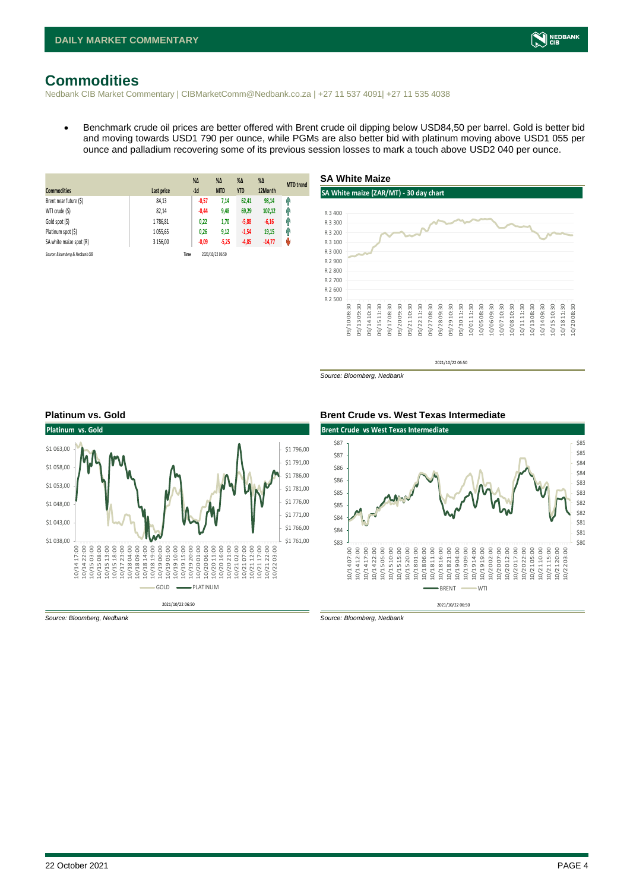# Commodities

Nedbank CIB Market Commentary | CIBMarketComm@Nedbank.co.za | +27 11 537 4091| +27 11 535 4038

- Benchmark crude oil prices are better offered with Brent crude oil dipping below USD84,50 per barrel. Gold is better bid and moving towards USD1 790 per ounce, while PGMs are also better bid with platinum moving above USD1 055 per ounce and palladium recovering some of its previous session losses to mark a touch above USD2 040 per ounce.

| Commodities | Last price | %Δ -1d | %Δ MTD | %Δ YTD | %Δ 12Month | MTD trend |
|---|---|---|---|---|---|---|
| Brent near future ($) | 84,13 | -0,57 | 7,14 | 62,41 | 98,14 | ↑ |
| WTI crude ($) | 82,14 | -0,44 | 9,48 | 69,29 | 102,12 | ↑ |
| Gold spot ($) | 1 786,81 | 0,22 | 1,70 | -5,88 | -6,16 | ↑ |
| Platinum spot ($) | 1 055,65 | 0,26 | 9,12 | -1,54 | 19,15 | ↑ |
| SA white maize spot (R) | 3 156,00 | -0,09 | -5,25 | -4,85 | -14,77 | ↓ |

Source: Bloomberg & Nedbank CIB    Time 2021/10/22 06:50

### SA White Maize

SA White maize (ZAR/MT) - 30 day chart

2021/10/22 06:50

Source: Bloomberg, Nedbank

### Platinum vs. Gold

Platinum vs. Gold

2021/10/22 06:50

Source: Bloomberg, Nedbank

### Brent Crude vs. West Texas Intermediate

Brent Crude vs West Texas Intermediate

2021/10/22 06:50

Source: Bloomberg, Nedbank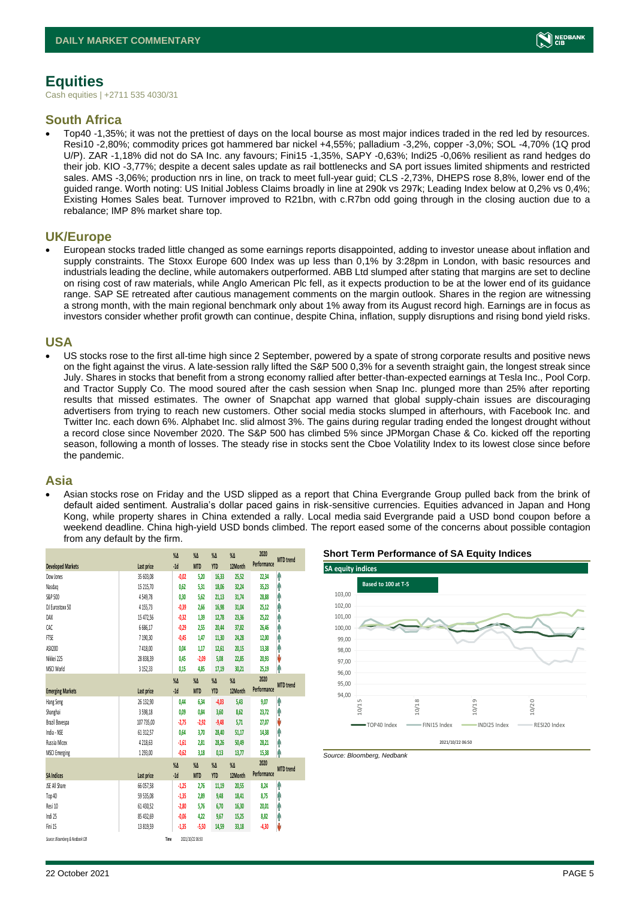# Equities

Cash equities | +2711 535 4030/31

## South Africa

- Top40 -1,35%; it was not the prettiest of days on the local bourse as most major indices traded in the red led by resources. Resi10 -2,80%; commodity prices got hammered bar nickel +4,55%; palladium -3,2%, copper -3,0%; SOL -4,70% (1Q prod U/P). ZAR -1,18% did not do SA Inc. any favours; Fini15 -1,35%, SAPY -0,63%; Indi25 -0,06% resilient as rand hedges do their job. KIO -3,77%; despite a decent sales update as rail bottlenecks and SA port issues limited shipments and restricted sales. AMS -3,06%; production nrs in line, on track to meet full-year guid; CLS -2,73%, DHEPS rose 8,8%, lower end of the guided range. Worth noting: US Initial Jobless Claims broadly in line at 290k vs 297k; Leading Index below at 0,2% vs 0,4%; Existing Homes Sales beat. Turnover improved to R21bn, with c.R7bn odd going through in the closing auction due to a rebalance; IMP 8% market share top.

## UK/Europe

- European stocks traded little changed as some earnings reports disappointed, adding to investor unease about inflation and supply constraints. The Stoxx Europe 600 Index was up less than 0,1% by 3:28pm in London, with basic resources and industrials leading the decline, while automakers outperformed. ABB Ltd slumped after stating that margins are set to decline on rising cost of raw materials, while Anglo American Plc fell, as it expects production to be at the lower end of its guidance range. SAP SE retreated after cautious management comments on the margin outlook. Shares in the region are witnessing a strong month, with the main regional benchmark only about 1% away from its August record high. Earnings are in focus as investors consider whether profit growth can continue, despite China, inflation, supply disruptions and rising bond yield risks.

## USA

- US stocks rose to the first all-time high since 2 September, powered by a spate of strong corporate results and positive news on the fight against the virus. A late-session rally lifted the S&P 500 0,3% for a seventh straight gain, the longest streak since July. Shares in stocks that benefit from a strong economy rallied after better-than-expected earnings at Tesla Inc., Pool Corp. and Tractor Supply Co. The mood soured after the cash session when Snap Inc. plunged more than 25% after reporting results that missed estimates. The owner of Snapchat app warned that global supply-chain issues are discouraging advertisers from trying to reach new customers. Other social media stocks slumped in afterhours, with Facebook Inc. and Twitter Inc. each down 6%. Alphabet Inc. slid almost 3%. The gains during regular trading ended the longest drought without a record close since November 2020. The S&P 500 has climbed 5% since JPMorgan Chase & Co. kicked off the reporting season, following a month of losses. The steady rise in stocks sent the Cboe Volatility Index to its lowest close since before the pandemic.

## Asia

- Asian stocks rose on Friday and the USD slipped as a report that China Evergrande Group pulled back from the brink of default aided sentiment. Australia's dollar paced gains in risk-sensitive currencies. Equities advanced in Japan and Hong Kong, while property shares in China extended a rally. Local media said Evergrande paid a USD bond coupon before a weekend deadline. China high-yield USD bonds climbed. The report eased some of the concerns about possible contagion from any default by the firm.

| Developed Markets | Last price | %Δ -1d | %Δ MTD | %Δ YTD | %Δ 12Month | 2020 Performance | MTD trend |
|---|---|---|---|---|---|---|---|
| Dow Jones | 35 603,08 | -0,02 | 5,20 | 16,33 | 25,52 | 22,34 | ↑ |
| Nasdaq | 15 215,70 | 0,62 | 5,31 | 18,06 | 32,24 | 35,23 | ↑ |
| S&P 500 | 4 549,78 | 0,30 | 5,62 | 21,13 | 31,74 | 28,88 | ↑ |
| DJ Eurostoxx 50 | 4 155,73 | -0,39 | 2,66 | 16,98 | 31,04 | 25,12 | ↑ |
| DAX | 15 472,56 | -0,32 | 1,39 | 12,78 | 23,36 | 25,22 | ↑ |
| CAC | 6 686,17 | -0,29 | 2,55 | 20,44 | 37,82 | 26,46 | ↑ |
| FTSE | 7 190,30 | -0,45 | 1,47 | 11,30 | 24,28 | 12,00 | ↑ |
| ASX200 | 7 418,00 | 0,04 | 1,17 | 12,61 | 20,15 | 13,38 | ↑ |
| Nikkei 225 | 28 838,39 | 0,45 | -2,09 | 5,08 | 22,85 | 20,93 | ↓ |
| MSCI World | 3 152,33 | 0,15 | 4,85 | 17,19 | 30,21 | 25,19 | ↑ |
| **Emerging Markets** | **Last price** | **%Δ -1d** | **%Δ MTD** | **%Δ YTD** | **%Δ 12Month** | **2020 Performance** | **MTD trend** |
| Hang Seng | 26 132,90 | 0,44 | 6,34 | -4,03 | 5,43 | 9,07 | ↑ |
| Shanghai | 3 598,18 | 0,09 | 0,84 | 3,60 | 8,62 | 23,72 | ↑ |
| Brazil Bovespa | 107 735,00 | -2,75 | -2,92 | -9,48 | 5,71 | 27,07 | ↓ |
| India - NSE | 61 312,57 | 0,64 | 3,70 | 28,40 | 51,17 | 14,38 | ↑ |
| Russia Micex | 4 218,63 | -1,61 | 2,81 | 28,26 | 50,49 | 28,21 | ↑ |
| MSCI Emerging | 1 293,00 | -0,62 | 3,18 | 0,13 | 13,77 | 15,38 | ↑ |
| **SA Indices** | **Last price** | **%Δ -1d** | **%Δ MTD** | **%Δ YTD** | **%Δ 12Month** | **2020 Performance** | **MTD trend** |
| JSE All Share | 66 057,58 | -1,25 | 2,76 | 11,19 | 20,55 | 8,24 | ↑ |
| Top 40 | 59 535,08 | -1,35 | 2,89 | 9,48 | 18,41 | 8,75 | ↑ |
| Resi 10 | 61 430,52 | -2,80 | 5,76 | 6,70 | 16,30 | 20,01 | ↑ |
| Indi 25 | 85 432,69 | -0,06 | 4,22 | 9,67 | 15,25 | 8,82 | ↑ |
| Fini 15 | 13 819,59 | -1,35 | -5,50 | 14,59 | 33,18 | -4,30 | ↓ |

Source: Bloomberg & Nedbank CIB | Time: 2021/10/22 06:50

**Short Term Performance of SA Equity Indices**

SA equity indices — Based to 100 at T-5 (TOP40 Index, FINI15 Index, INDI25 Index, RESI20 Index) — 2021/10/22 06:50

Source: Bloomberg, Nedbank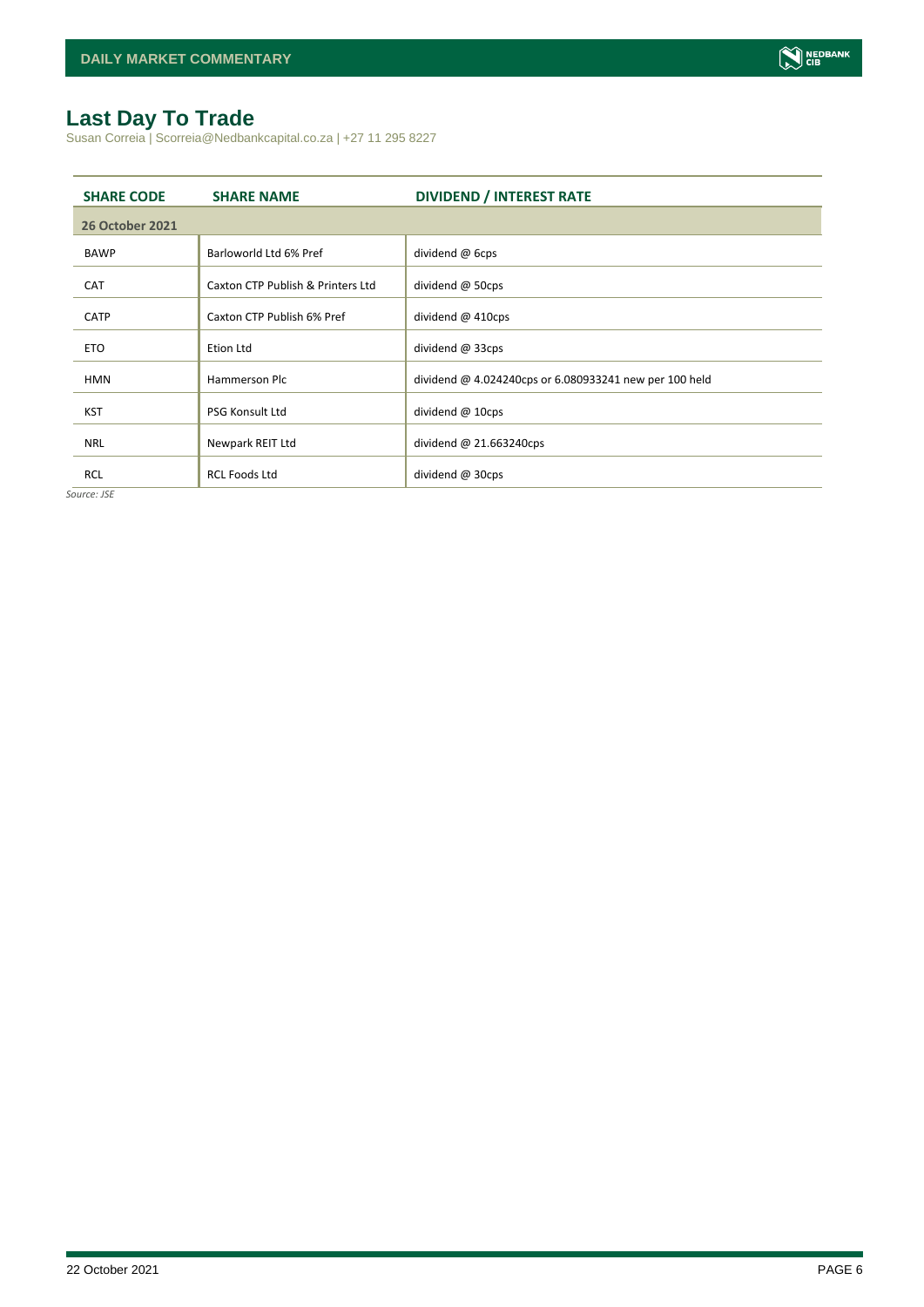# Last Day To Trade

Susan Correia | Scorreia@Nedbankcapital.co.za | +27 11 295 8227

| SHARE CODE | SHARE NAME | DIVIDEND / INTEREST RATE |
|---|---|---|
| **26 October 2021** | | |
| BAWP | Barloworld Ltd 6% Pref | dividend @ 6cps |
| CAT | Caxton CTP Publish & Printers Ltd | dividend @ 50cps |
| CATP | Caxton CTP Publish 6% Pref | dividend @ 410cps |
| ETO | Etion Ltd | dividend @ 33cps |
| HMN | Hammerson Plc | dividend @ 4.024240cps or 6.080933241 new per 100 held |
| KST | PSG Konsult Ltd | dividend @ 10cps |
| NRL | Newpark REIT Ltd | dividend @ 21.663240cps |
| RCL | RCL Foods Ltd | dividend @ 30cps |

*Source: JSE*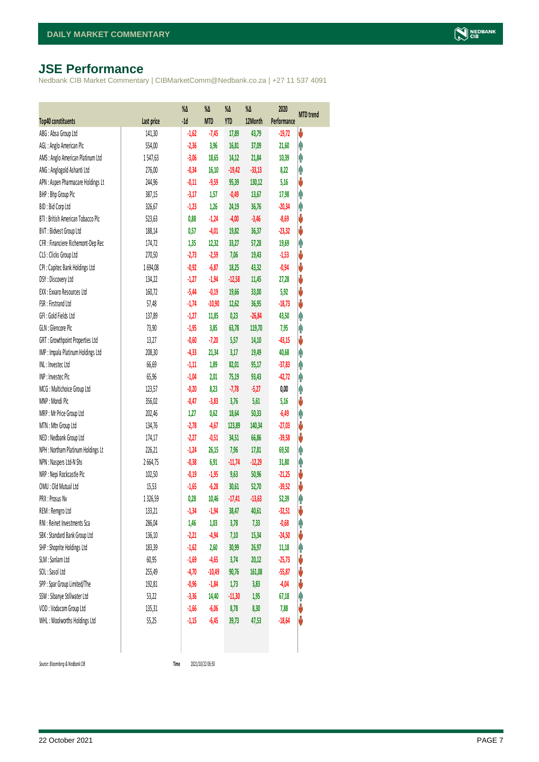# JSE Performance

Nedbank CIB Market Commentary | CIBMarketComm@Nedbank.co.za | +27 11 537 4091

| Top40 constituents | Last price | %Δ -1d | %Δ MTD | %Δ YTD | %Δ 12Month | 2020 Performance | MTD trend |
|---|---|---|---|---|---|---|---|
| ABG : Absa Group Ltd | 141,30 | -1,62 | -7,45 | 17,89 | 43,79 | -19,72 | ⬇ |
| AGL : Anglo American Plc | 554,00 | -2,36 | 3,96 | 16,81 | 37,09 | 21,60 | ⬆ |
| AMS : Anglo American Platinum Ltd | 1 547,63 | -3,06 | 18,65 | 14,12 | 21,84 | 10,39 | ⬆ |
| ANG : Anglogold Ashanti Ltd | 276,00 | -0,34 | 16,10 | -19,42 | -33,13 | 8,22 | ⬆ |
| APN : Aspen Pharmacare Holdings Lt | 244,96 | -0,11 | -9,59 | 95,39 | 130,12 | 5,16 | ⬇ |
| BHP : Bhp Group Plc | 387,15 | -3,17 | 1,57 | -0,49 | 13,67 | 17,98 | ⬆ |
| BID : Bid Corp Ltd | 326,67 | -1,23 | 1,26 | 24,19 | 36,76 | -20,34 | ⬆ |
| BTI : British American Tobacco Plc | 523,63 | 0,88 | -1,24 | -4,00 | -3,46 | -8,69 | ⬇ |
| BVT : Bidvest Group Ltd | 188,14 | 0,57 | -4,01 | 19,82 | 36,37 | -23,32 | ⬇ |
| CFR : Financiere Richemont-Dep Rec | 174,72 | 1,35 | 12,32 | 33,27 | 57,28 | 19,69 | ⬆ |
| CLS : Clicks Group Ltd | 270,50 | -2,73 | -2,59 | 7,06 | 19,43 | -1,53 | ⬇ |
| CPI : Capitec Bank Holdings Ltd | 1 694,08 | -0,92 | -6,87 | 18,25 | 43,32 | -0,94 | ⬇ |
| DSY : Discovery Ltd | 134,22 | -1,27 | -1,94 | -12,58 | 11,45 | 27,28 | ⬇ |
| EXX : Exxaro Resources Ltd | 160,72 | -5,44 | -0,19 | 19,66 | 33,00 | 5,92 | ⬇ |
| FSR : Firstrand Ltd | 57,48 | -1,74 | -10,90 | 12,62 | 36,95 | -18,73 | ⬇ |
| GFI : Gold Fields Ltd | 137,89 | -1,27 | 11,85 | 0,23 | -26,84 | 43,50 | ⬆ |
| GLN : Glencore Plc | 73,90 | -1,95 | 3,85 | 63,78 | 119,70 | 7,95 | ⬆ |
| GRT : Growthpoint Properties Ltd | 13,27 | -0,60 | -7,20 | 5,57 | 14,10 | -43,15 | ⬇ |
| IMP : Impala Platinum Holdings Ltd | 208,30 | -4,33 | 21,34 | 3,17 | 19,49 | 40,68 | ⬆ |
| INL : Investec Ltd | 66,69 | -1,11 | 1,89 | 82,01 | 95,17 | -37,83 | ⬆ |
| INP : Investec Plc | 65,96 | -1,04 | 2,01 | 75,19 | 93,43 | -42,72 | ⬆ |
| MCG : Multichoice Group Ltd | 123,57 | -0,20 | 8,23 | -7,78 | -5,27 | 0,00 | ⬆ |
| MNP : Mondi Plc | 356,02 | -0,47 | -3,83 | 3,76 | 5,61 | 5,16 | ⬇ |
| MRP : Mr Price Group Ltd | 202,46 | 1,27 | 0,62 | 18,64 | 50,33 | -6,49 | ⬆ |
| MTN : Mtn Group Ltd | 134,76 | -2,78 | -4,67 | 123,89 | 140,34 | -27,03 | ⬇ |
| NED : Nedbank Group Ltd | 174,17 | -2,27 | -0,51 | 34,51 | 66,86 | -39,58 | ⬇ |
| NPH : Northam Platinum Holdings Lt | 226,21 | -1,24 | 26,15 | 7,96 | 17,81 | 69,50 | ⬆ |
| NPN : Naspers Ltd-N Shs | 2 664,75 | -0,38 | 6,91 | -11,74 | -12,29 | 31,80 | ⬆ |
| NRP : Nepi Rockcastle Plc | 102,50 | -0,19 | -1,95 | 9,63 | 50,96 | -21,25 | ⬇ |
| OMU : Old Mutual Ltd | 15,53 | -1,65 | -6,28 | 30,61 | 52,70 | -39,52 | ⬇ |
| PRX : Prosus Nv | 1 326,59 | 0,28 | 10,46 | -17,41 | -13,63 | 52,39 | ⬆ |
| REM : Remgro Ltd | 133,21 | -1,34 | -1,94 | 38,47 | 40,61 | -32,51 | ⬇ |
| RNI : Reinet Investments Sca | 286,04 | 1,46 | 1,03 | 3,78 | 7,33 | -0,68 | ⬆ |
| SBK : Standard Bank Group Ltd | 136,10 | -2,21 | -4,94 | 7,10 | 15,34 | -24,50 | ⬇ |
| SHP : Shoprite Holdings Ltd | 183,39 | -1,62 | 2,60 | 30,99 | 26,97 | 11,18 | ⬆ |
| SLM : Sanlam Ltd | 60,95 | -1,69 | -4,65 | 3,74 | 20,12 | -25,73 | ⬇ |
| SOL : Sasol Ltd | 255,49 | -4,70 | -10,49 | 90,76 | 161,08 | -55,87 | ⬇ |
| SPP : Spar Group Limited/The | 192,81 | -0,96 | -1,84 | 1,73 | 3,83 | -4,04 | ⬇ |
| SSW : Sibanye Stillwater Ltd | 53,22 | -3,36 | 14,40 | -11,30 | 1,95 | 67,18 | ⬆ |
| VOD : Vodacom Group Ltd | 135,31 | -1,66 | -6,06 | 8,78 | 8,30 | 7,88 | ⬇ |
| WHL : Woolworths Holdings Ltd | 55,25 | -1,15 | -6,45 | 39,73 | 47,53 | -18,64 | ⬇ |

*Source: Bloomberg & Nedbank CIB* Time 2021/10/22 06:50

22 October 2021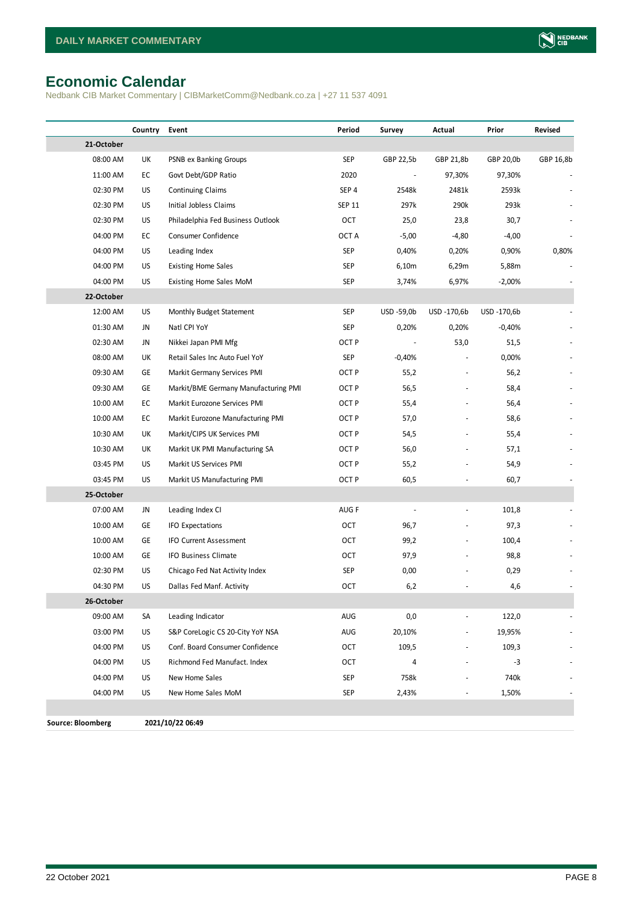# Economic Calendar

Nedbank CIB Market Commentary | CIBMarketComm@Nedbank.co.za | +27 11 537 4091

| | Country | Event | Period | Survey | Actual | Prior | Revised |
|---|---|---|---|---|---|---|---|
| **21-October** | | | | | | | |
| 08:00 AM | UK | PSNB ex Banking Groups | SEP | GBP 22,5b | GBP 21,8b | GBP 20,0b | GBP 16,8b |
| 11:00 AM | EC | Govt Debt/GDP Ratio | 2020 | - | 97,30% | 97,30% | - |
| 02:30 PM | US | Continuing Claims | SEP 4 | 2548k | 2481k | 2593k | - |
| 02:30 PM | US | Initial Jobless Claims | SEP 11 | 297k | 290k | 293k | - |
| 02:30 PM | US | Philadelphia Fed Business Outlook | OCT | 25,0 | 23,8 | 30,7 | - |
| 04:00 PM | EC | Consumer Confidence | OCT A | -5,00 | -4,80 | -4,00 | - |
| 04:00 PM | US | Leading Index | SEP | 0,40% | 0,20% | 0,90% | 0,80% |
| 04:00 PM | US | Existing Home Sales | SEP | 6,10m | 6,29m | 5,88m | - |
| 04:00 PM | US | Existing Home Sales MoM | SEP | 3,74% | 6,97% | -2,00% | - |
| **22-October** | | | | | | | |
| 12:00 AM | US | Monthly Budget Statement | SEP | USD -59,0b | USD -170,6b | USD -170,6b | - |
| 01:30 AM | JN | Natl CPI YoY | SEP | 0,20% | 0,20% | -0,40% | - |
| 02:30 AM | JN | Nikkei Japan PMI Mfg | OCT P | - | 53,0 | 51,5 | - |
| 08:00 AM | UK | Retail Sales Inc Auto Fuel YoY | SEP | -0,40% | - | 0,00% | - |
| 09:30 AM | GE | Markit Germany Services PMI | OCT P | 55,2 | - | 56,2 | - |
| 09:30 AM | GE | Markit/BME Germany Manufacturing PMI | OCT P | 56,5 | - | 58,4 | - |
| 10:00 AM | EC | Markit Eurozone Services PMI | OCT P | 55,4 | - | 56,4 | - |
| 10:00 AM | EC | Markit Eurozone Manufacturing PMI | OCT P | 57,0 | - | 58,6 | - |
| 10:30 AM | UK | Markit/CIPS UK Services PMI | OCT P | 54,5 | - | 55,4 | - |
| 10:30 AM | UK | Markit UK PMI Manufacturing SA | OCT P | 56,0 | - | 57,1 | - |
| 03:45 PM | US | Markit US Services PMI | OCT P | 55,2 | - | 54,9 | - |
| 03:45 PM | US | Markit US Manufacturing PMI | OCT P | 60,5 | - | 60,7 | - |
| **25-October** | | | | | | | |
| 07:00 AM | JN | Leading Index CI | AUG F | - | - | 101,8 | - |
| 10:00 AM | GE | IFO Expectations | OCT | 96,7 | - | 97,3 | - |
| 10:00 AM | GE | IFO Current Assessment | OCT | 99,2 | - | 100,4 | - |
| 10:00 AM | GE | IFO Business Climate | OCT | 97,9 | - | 98,8 | - |
| 02:30 PM | US | Chicago Fed Nat Activity Index | SEP | 0,00 | - | 0,29 | - |
| 04:30 PM | US | Dallas Fed Manf. Activity | OCT | 6,2 | - | 4,6 | - |
| **26-October** | | | | | | | |
| 09:00 AM | SA | Leading Indicator | AUG | 0,0 | - | 122,0 | - |
| 03:00 PM | US | S&P CoreLogic CS 20-City YoY NSA | AUG | 20,10% | - | 19,95% | - |
| 04:00 PM | US | Conf. Board Consumer Confidence | OCT | 109,5 | - | 109,3 | - |
| 04:00 PM | US | Richmond Fed Manufact. Index | OCT | 4 | - | -3 | - |
| 04:00 PM | US | New Home Sales | SEP | 758k | - | 740k | - |
| 04:00 PM | US | New Home Sales MoM | SEP | 2,43% | - | 1,50% | - |

**Source: Bloomberg** **2021/10/22 06:49**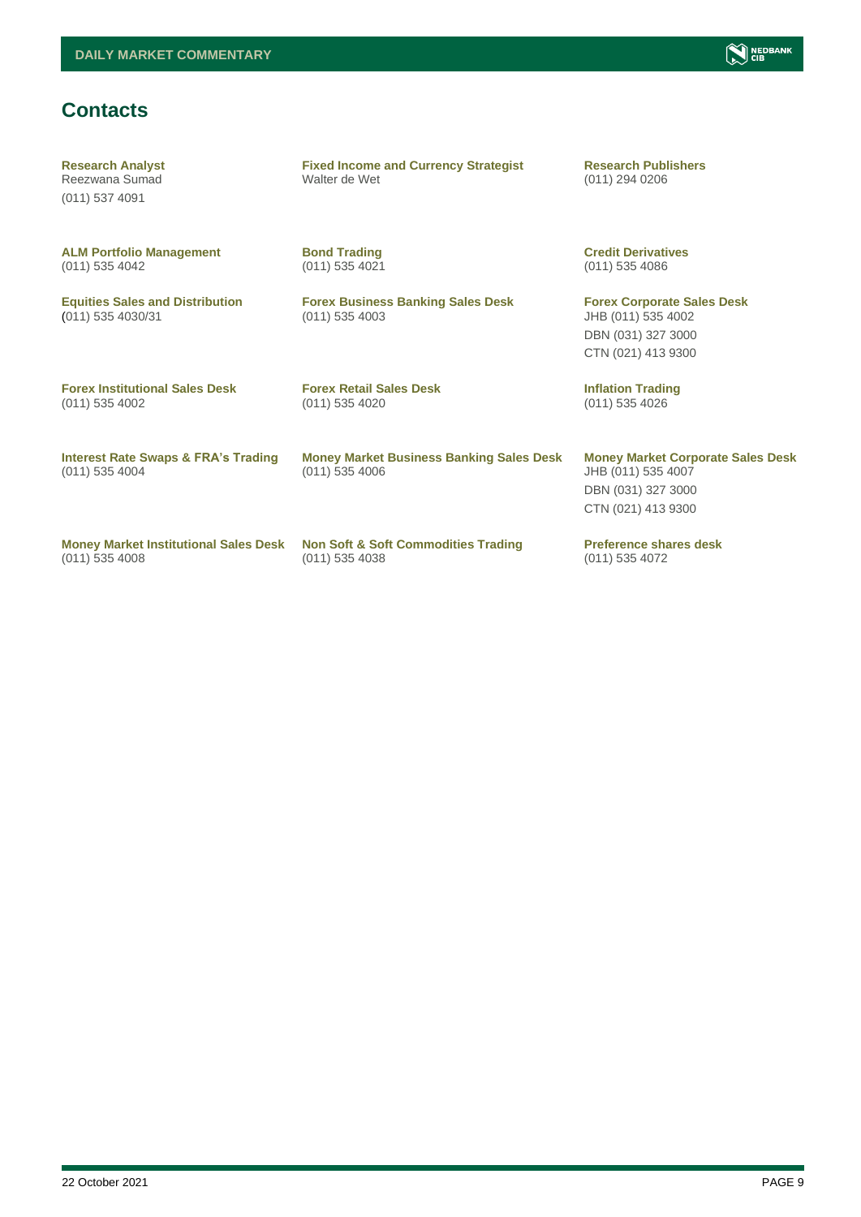## Contacts

**Research Analyst**
Reezwana Sumad
(011) 537 4091

**Fixed Income and Currency Strategist**
Walter de Wet

**Research Publishers**
(011) 294 0206

**ALM Portfolio Management**
(011) 535 4042

**Bond Trading**
(011) 535 4021

**Credit Derivatives**
(011) 535 4086

**Equities Sales and Distribution**
(011) 535 4030/31

**Forex Business Banking Sales Desk**
(011) 535 4003

**Forex Corporate Sales Desk**
JHB (011) 535 4002
DBN (031) 327 3000
CTN (021) 413 9300

**Forex Institutional Sales Desk**
(011) 535 4002

**Forex Retail Sales Desk**
(011) 535 4020

**Inflation Trading**
(011) 535 4026

**Interest Rate Swaps & FRA's Trading**
(011) 535 4004

**Money Market Business Banking Sales Desk**
(011) 535 4006

**Money Market Corporate Sales Desk**
JHB (011) 535 4007
DBN (031) 327 3000
CTN (021) 413 9300

**Money Market Institutional Sales Desk**
(011) 535 4008

**Non Soft & Soft Commodities Trading**
(011) 535 4038

**Preference shares desk**
(011) 535 4072